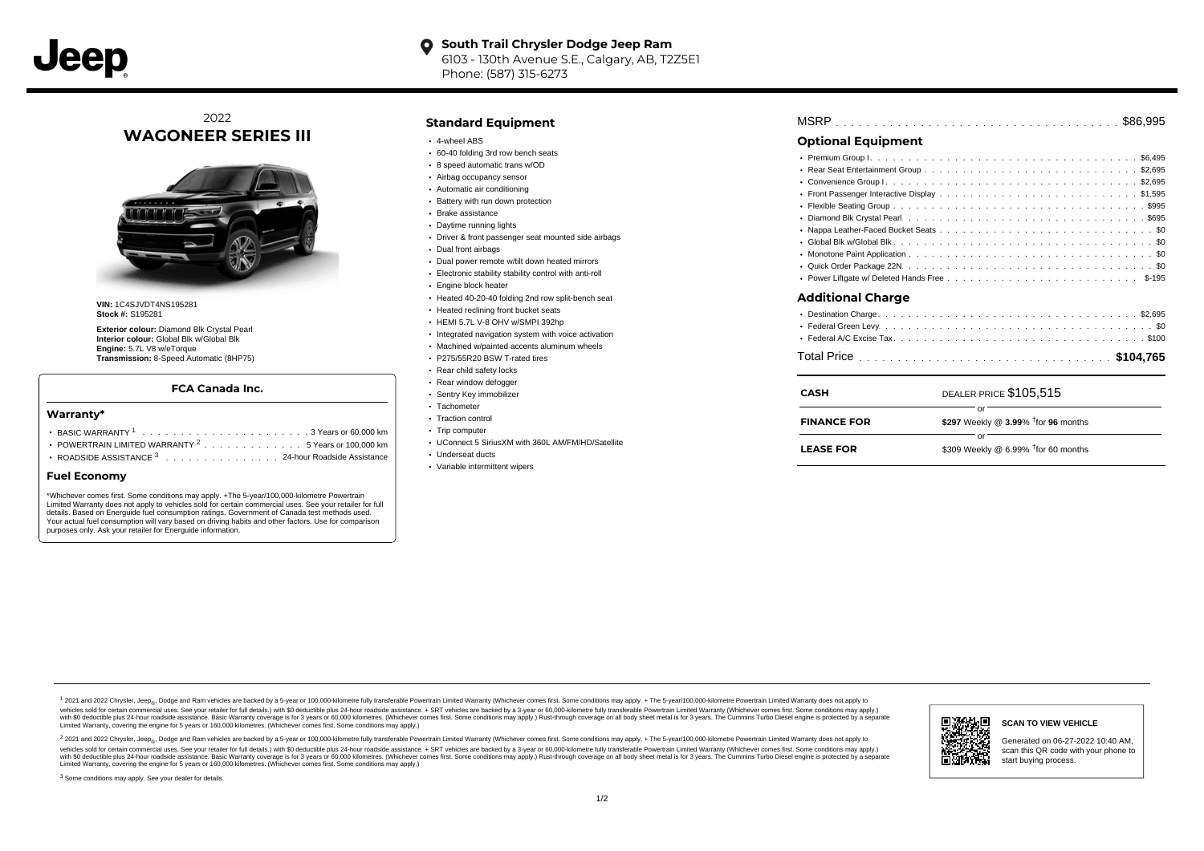**Jeep**

**South Trail Chrysler Dodge Jeep Ram**
6103 - 130th Avenue S.E., Calgary, AB, T2Z5E1
Phone: (587) 315-6273

# 2022 WAGONEER SERIES III

**VIN:** 1C4SJVDT4NS195281
**Stock #:** S195281

**Exterior colour:** Diamond Blk Crystal Pearl
**Interior colour:** Global Blk w/Global Blk
**Engine:** 5.7L V8 w/eTorque
**Transmission:** 8-Speed Automatic (8HP75)

### FCA Canada Inc.

#### Warranty*

- BASIC WARRANTY [1] . . . . . 3 Years or 60,000 km
- POWERTRAIN LIMITED WARRANTY [2] . . . . . 5 Years or 100,000 km
- ROADSIDE ASSISTANCE [3] . . . . . 24-hour Roadside Assistance

#### Fuel Economy

*Whichever comes first. Some conditions may apply. +The 5-year/100,000-kilometre Powertrain Limited Warranty does not apply to vehicles sold for certain commercial uses. See your retailer for full details. Based on Energuide fuel consumption ratings. Government of Canada test methods used. Your actual fuel consumption will vary based on driving habits and other factors. Use for comparison purposes only. Ask your retailer for Energuide information.

## Standard Equipment

- 4-wheel ABS
- 60-40 folding 3rd row bench seats
- 8 speed automatic trans w/OD
- Airbag occupancy sensor
- Automatic air conditioning
- Battery with run down protection
- Brake assistance
- Daytime running lights
- Driver & front passenger seat mounted side airbags
- Dual front airbags
- Dual power remote w/tilt down heated mirrors
- Electronic stability stability control with anti-roll
- Engine block heater
- Heated 40-20-40 folding 2nd row split-bench seat
- Heated reclining front bucket seats
- HEMI 5.7L V-8 OHV w/SMPI 392hp
- Integrated navigation system with voice activation
- Machined w/painted accents aluminum wheels
- P275/55R20 BSW T-rated tires
- Rear child safety locks
- Rear window defogger
- Sentry Key immobilizer
- Tachometer
- Traction control
- Trip computer
- UConnect 5 SiriusXM with 360L AM/FM/HD/Satellite
- Underseat ducts
- Variable intermittent wipers

MSRP . . . . . $86,995

## Optional Equipment

- Premium Group I . . . . . $6,495
- Rear Seat Entertainment Group . . . . . $2,695
- Convenience Group I . . . . . $2,695
- Front Passenger Interactive Display . . . . . $1,595
- Flexible Seating Group . . . . . $995
- Diamond Blk Crystal Pearl . . . . . $695
- Nappa Leather-Faced Bucket Seats . . . . . $0
- Global Blk w/Global Blk . . . . . $0
- Monotone Paint Application . . . . . $0
- Quick Order Package 22N . . . . . $0
- Power Liftgate w/ Deleted Hands Free . . . . . $-195

## Additional Charge

- Destination Charge . . . . . $2,695
- Federal Green Levy . . . . . $0
- Federal A/C Excise Tax . . . . . $100

Total Price . . . . . **$104,765**

| | |
|---|---|
| **CASH** | DEALER PRICE $105,515 |
| | or |
| **FINANCE FOR** | **$297** Weekly @ **3.99**% †for **96** months |
| | or |
| **LEASE FOR** | $309 Weekly @ 6.99% †for 60 months |

[1] 2021 and 2022 Chrysler, Jeep®, Dodge and Ram vehicles are backed by a 5-year or 100,000-kilometre fully transferable Powertrain Limited Warranty (Whichever comes first. Some conditions may apply. + The 5-year/100,000-kilometre Powertrain Limited Warranty does not apply to vehicles sold for certain commercial uses. See your retailer for full details.) with $0 deductible plus 24-hour roadside assistance. + SRT vehicles are backed by a 3-year or 60,000-kilometre fully transferable Powertrain Limited Warranty (Whichever comes first. Some conditions may apply.) with $0 deductible plus 24-hour roadside assistance. Basic Warranty coverage is for 3 years or 60,000 kilometres. (Whichever comes first. Some conditions may apply.) Rust-through coverage on all body sheet metal is for 3 years. The Cummins Turbo Diesel engine is protected by a separate Limited Warranty, covering the engine for 5 years or 160,000 kilometres. (Whichever comes first. Some conditions may apply.)

[2] 2021 and 2022 Chrysler, Jeep®, Dodge and Ram vehicles are backed by a 5-year or 100,000-kilometre fully transferable Powertrain Limited Warranty (Whichever comes first. Some conditions may apply. + The 5-year/100,000-kilometre Powertrain Limited Warranty does not apply to vehicles sold for certain commercial uses. See your retailer for full details.) with $0 deductible plus 24-hour roadside assistance. + SRT vehicles are backed by a 3-year or 60,000-kilometre fully transferable Powertrain Limited Warranty (Whichever comes first. Some conditions may apply.) with $0 deductible plus 24-hour roadside assistance. Basic Warranty coverage is for 3 years or 60,000 kilometres. (Whichever comes first. Some conditions may apply.) Rust-through coverage on all body sheet metal is for 3 years. The Cummins Turbo Diesel engine is protected by a separate Limited Warranty, covering the engine for 5 years or 160,000 kilometres. (Whichever comes first. Some conditions may apply.)

[3] Some conditions may apply. See your dealer for details.

**SCAN TO VIEW VEHICLE**

Generated on 06-27-2022 10:40 AM, scan this QR code with your phone to start buying process.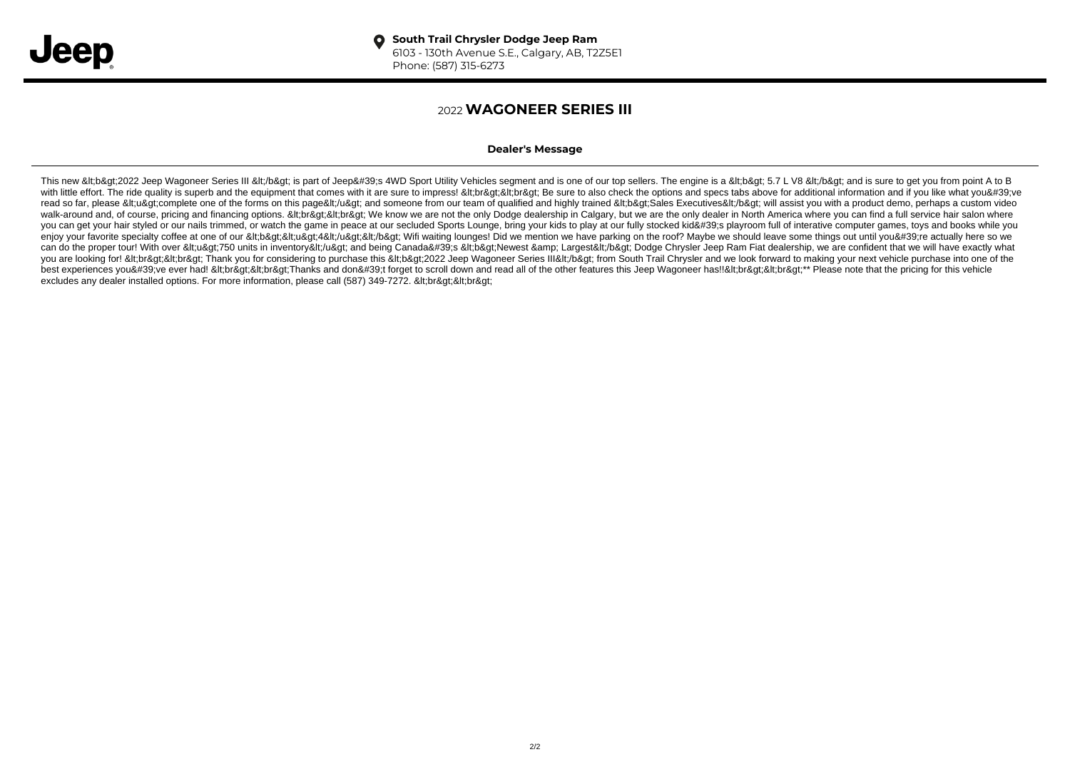**South Trail Chrysler Dodge Jeep Ram**
6103 - 130th Avenue S.E., Calgary, AB, T2Z5E1
Phone: (587) 315-6273

# 2022 WAGONEER SERIES III

### Dealer's Message

This new &lt;b&gt;2022 Jeep Wagoneer Series III &lt;/b&gt; is part of Jeep&#39;s 4WD Sport Utility Vehicles segment and is one of our top sellers. The engine is a &lt;b&gt; 5.7 L V8 &lt;/b&gt; and is sure to get you from point A to B with little effort. The ride quality is superb and the equipment that comes with it are sure to impress! &lt;br&gt;&lt;br&gt; Be sure to also check the options and specs tabs above for additional information and if you like what you&#39;ve read so far, please &lt;u&gt;complete one of the forms on this page&lt;/u&gt; and someone from our team of qualified and highly trained &lt;b&gt;Sales Executives&lt;/b&gt; will assist you with a product demo, perhaps a custom video walk-around and, of course, pricing and financing options. &lt;br&gt;&lt;br&gt; We know we are not the only Dodge dealership in Calgary, but we are the only dealer in North America where you can find a full service hair salon where you can get your hair styled or our nails trimmed, or watch the game in peace at our secluded Sports Lounge, bring your kids to play at our fully stocked kid&#39;s playroom full of interative computer games, toys and books while you enjoy your favorite specialty coffee at one of our &lt;b&gt;&lt;u&gt;4&lt;/u&gt;&lt;/b&gt; Wifi waiting lounges! Did we mention we have parking on the roof? Maybe we should leave some things out until you&#39;re actually here so we can do the proper tour! With over &lt;u&gt;750 units in inventory&lt;/u&gt; and being Canada&#39;s &lt;b&gt;Newest &amp; Largest&lt;/b&gt; Dodge Chrysler Jeep Ram Fiat dealership, we are confident that we will have exactly what you are looking for! &lt;br&gt;&lt;br&gt; Thank you for considering to purchase this &lt;b&gt;2022 Jeep Wagoneer Series III&lt;/b&gt; from South Trail Chrysler and we look forward to making your next vehicle purchase into one of the best experiences you&#39;ve ever had! &lt;br&gt;&lt;br&gt;Thanks and don&#39;t forget to scroll down and read all of the other features this Jeep Wagoneer has!!&lt;br&gt;&lt;br&gt;** Please note that the pricing for this vehicle excludes any dealer installed options. For more information, please call (587) 349-7272. &lt;br&gt;&lt;br&gt;